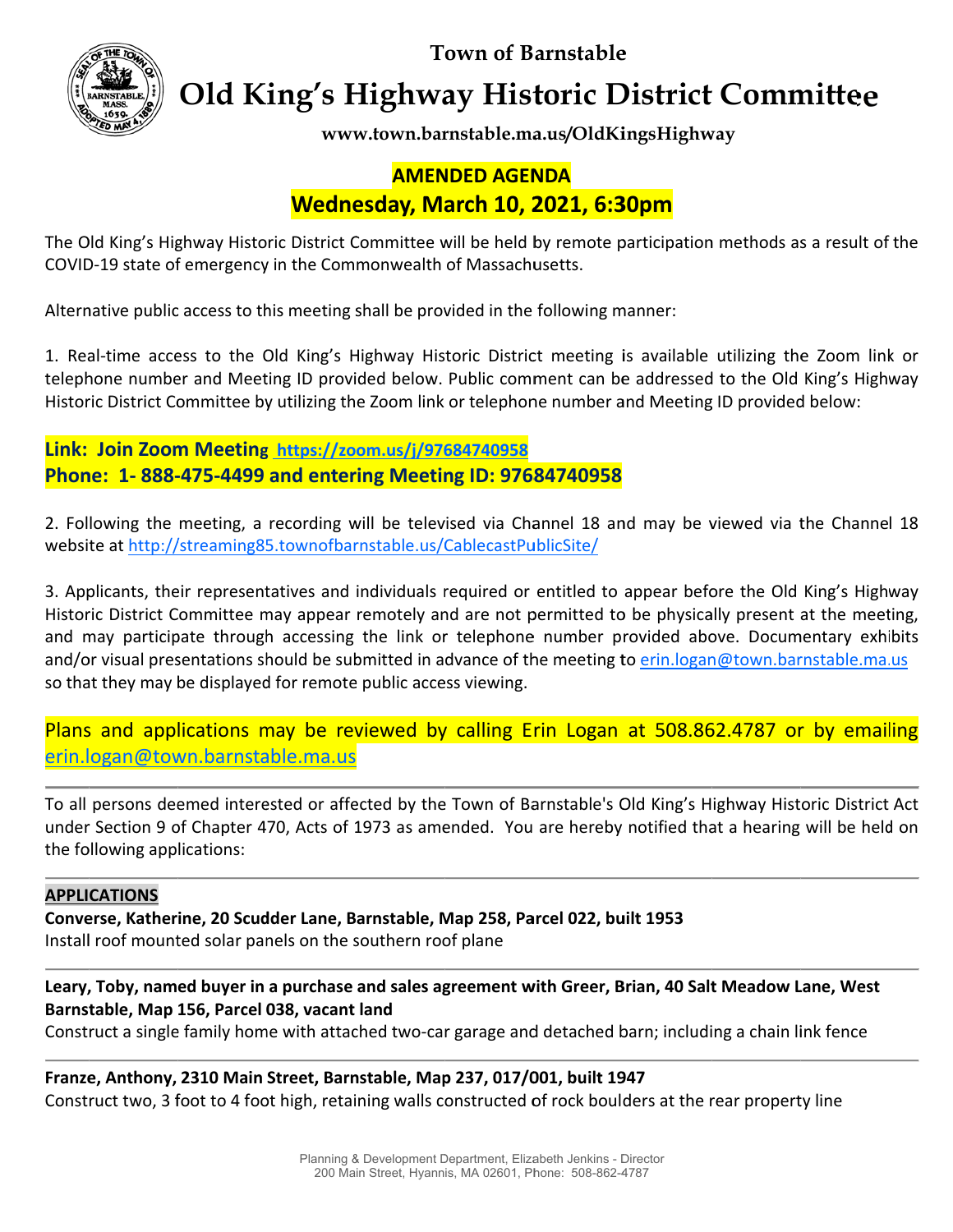# Town of Barnstable

# Old King's Highway Historic District Committee

**www.town.barnstable.ma.us/OldKingsHighway**

## AMENDED AGENDA

## Wednesday, March 10, 2021, 6:30pm

The Old King's Highway Historic District Committee will be held by remote participation methods as a result of the COVID-19 state of emergency in the Commonwealth of Massachusetts.

Alternative public access to this meeting shall be provided in the following manner:

1. Real-time access to the Old King's Highway Historic District meeting is available utilizing the Zoom link or telephone number and Meeting ID provided below. Public comment can be addressed to the Old King's Highway Historic District Committee by utilizing the Zoom link or telephone number and Meeting ID provided below:

**Link: Join Zoom Meeting https://zoom.us/j/97684740958**
**Phone: 1- 888-475-4499 and entering Meeting ID: 97684740958**

2. Following the meeting, a recording will be televised via Channel 18 and may be viewed via the Channel 18 website at http://streaming85.townofbarnstable.us/CablecastPublicSite/

3. Applicants, their representatives and individuals required or entitled to appear before the Old King's Highway Historic District Committee may appear remotely and are not permitted to be physically present at the meeting, and may participate through accessing the link or telephone number provided above. Documentary exhibits and/or visual presentations should be submitted in advance of the meeting to erin.logan@town.barnstable.ma.us so that they may be displayed for remote public access viewing.

Plans and applications may be reviewed by calling Erin Logan at 508.862.4787 or by emailing erin.logan@town.barnstable.ma.us

---

To all persons deemed interested or affected by the Town of Barnstable's Old King's Highway Historic District Act under Section 9 of Chapter 470, Acts of 1973 as amended. You are hereby notified that a hearing will be held on the following applications:

---

**APPLICATIONS**

**Converse, Katherine, 20 Scudder Lane, Barnstable, Map 258, Parcel 022, built 1953**
Install roof mounted solar panels on the southern roof plane

---

**Leary, Toby, named buyer in a purchase and sales agreement with Greer, Brian, 40 Salt Meadow Lane, West Barnstable, Map 156, Parcel 038, vacant land**
Construct a single family home with attached two-car garage and detached barn; including a chain link fence

---

**Franze, Anthony, 2310 Main Street, Barnstable, Map 237, 017/001, built 1947**
Construct two, 3 foot to 4 foot high, retaining walls constructed of rock boulders at the rear property line

Planning & Development Department, Elizabeth Jenkins - Director
200 Main Street, Hyannis, MA 02601, Phone: 508-862-4787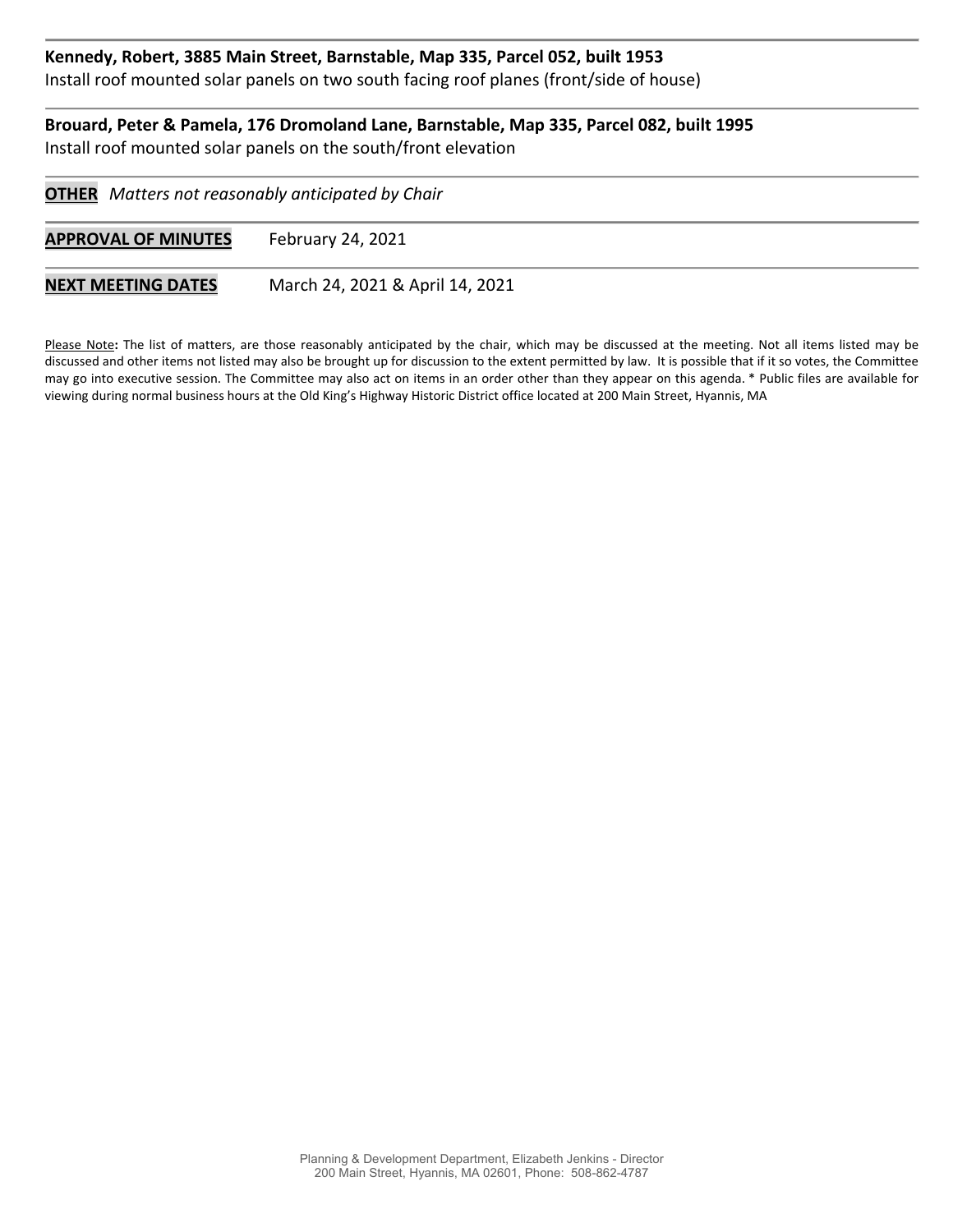**Kennedy, Robert, 3885 Main Street, Barnstable, Map 335, Parcel 052, built 1953**
Install roof mounted solar panels on two south facing roof planes (front/side of house)

---

**Brouard, Peter & Pamela, 176 Dromoland Lane, Barnstable, Map 335, Parcel 082, built 1995**
Install roof mounted solar panels on the south/front elevation

---

**OTHER** *Matters not reasonably anticipated by Chair*

---

**APPROVAL OF MINUTES** February 24, 2021

---

**NEXT MEETING DATES** March 24, 2021 & April 14, 2021

Please Note**:** The list of matters, are those reasonably anticipated by the chair, which may be discussed at the meeting. Not all items listed may be discussed and other items not listed may also be brought up for discussion to the extent permitted by law. It is possible that if it so votes, the Committee may go into executive session. The Committee may also act on items in an order other than they appear on this agenda. * Public files are available for viewing during normal business hours at the Old King's Highway Historic District office located at 200 Main Street, Hyannis, MA

Planning & Development Department, Elizabeth Jenkins - Director
200 Main Street, Hyannis, MA 02601, Phone: 508-862-4787